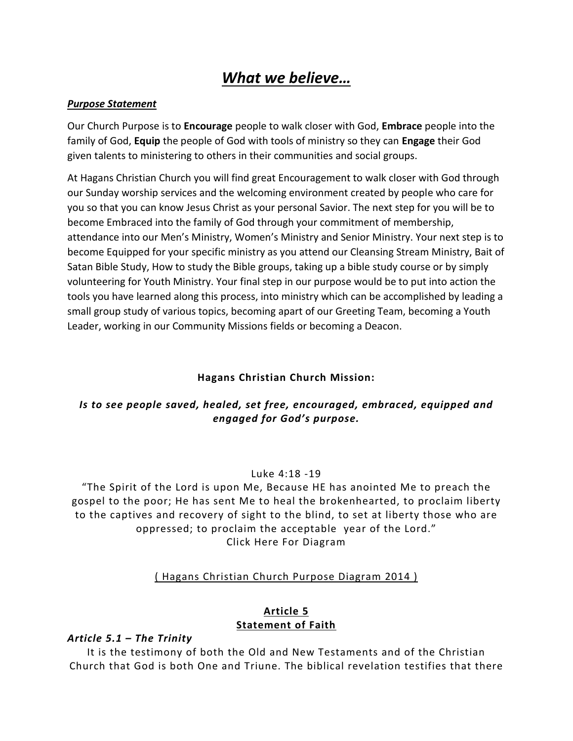# *What we believe…*

***Purpose Statement***

Our Church Purpose is to **Encourage** people to walk closer with God, **Embrace** people into the family of God, **Equip** the people of God with tools of ministry so they can **Engage** their God given talents to ministering to others in their communities and social groups.

At Hagans Christian Church you will find great Encouragement to walk closer with God through our Sunday worship services and the welcoming environment created by people who care for you so that you can know Jesus Christ as your personal Savior. The next step for you will be to become Embraced into the family of God through your commitment of membership, attendance into our Men's Ministry, Women's Ministry and Senior Ministry. Your next step is to become Equipped for your specific ministry as you attend our Cleansing Stream Ministry, Bait of Satan Bible Study, How to study the Bible groups, taking up a bible study course or by simply volunteering for Youth Ministry. Your final step in our purpose would be to put into action the tools you have learned along this process, into ministry which can be accomplished by leading a small group study of various topics, becoming apart of our Greeting Team, becoming a Youth Leader, working in our Community Missions fields or becoming a Deacon.

**Hagans Christian Church Mission:**

***Is to see people saved, healed, set free, encouraged, embraced, equipped and engaged for God's purpose.***

Luke 4:18 -19
"The Spirit of the Lord is upon Me, Because HE has anointed Me to preach the gospel to the poor; He has sent Me to heal the brokenhearted, to proclaim liberty to the captives and recovery of sight to the blind, to set at liberty those who are oppressed; to proclaim the acceptable year of the Lord."
Click Here For Diagram

( Hagans Christian Church Purpose Diagram 2014 )

## Article 5
## Statement of Faith

***Article 5.1 – The Trinity***

It is the testimony of both the Old and New Testaments and of the Christian Church that God is both One and Triune. The biblical revelation testifies that there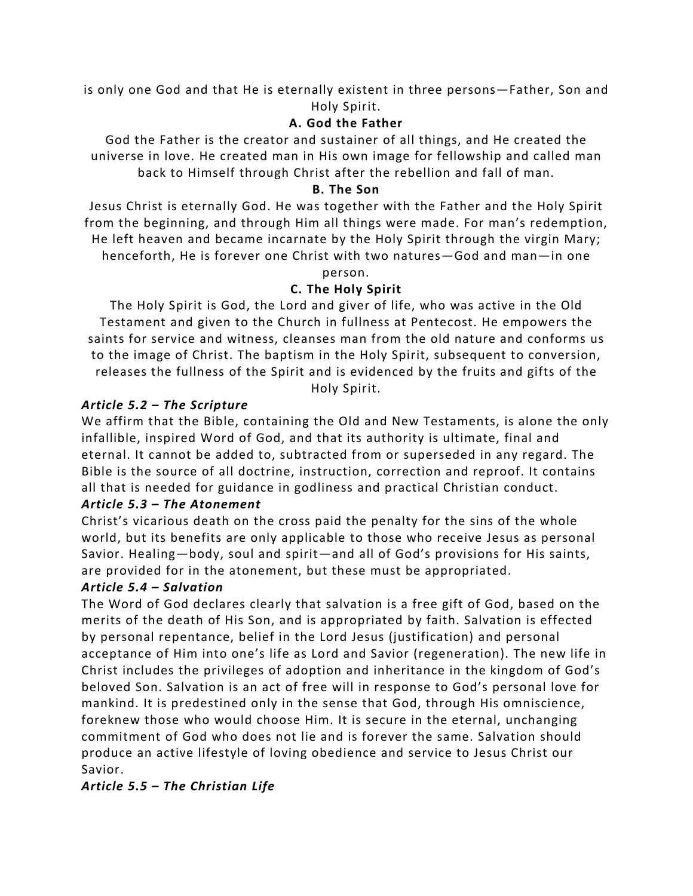is only one God and that He is eternally existent in three persons—Father, Son and Holy Spirit.

**A. God the Father**

God the Father is the creator and sustainer of all things, and He created the universe in love. He created man in His own image for fellowship and called man back to Himself through Christ after the rebellion and fall of man.

**B. The Son**

Jesus Christ is eternally God. He was together with the Father and the Holy Spirit from the beginning, and through Him all things were made. For man's redemption, He left heaven and became incarnate by the Holy Spirit through the virgin Mary; henceforth, He is forever one Christ with two natures—God and man—in one person.

**C. The Holy Spirit**

The Holy Spirit is God, the Lord and giver of life, who was active in the Old Testament and given to the Church in fullness at Pentecost. He empowers the saints for service and witness, cleanses man from the old nature and conforms us to the image of Christ. The baptism in the Holy Spirit, subsequent to conversion, releases the fullness of the Spirit and is evidenced by the fruits and gifts of the Holy Spirit.

***Article 5.2 – The Scripture***

We affirm that the Bible, containing the Old and New Testaments, is alone the only infallible, inspired Word of God, and that its authority is ultimate, final and eternal. It cannot be added to, subtracted from or superseded in any regard. The Bible is the source of all doctrine, instruction, correction and reproof. It contains all that is needed for guidance in godliness and practical Christian conduct.

***Article 5.3 – The Atonement***

Christ's vicarious death on the cross paid the penalty for the sins of the whole world, but its benefits are only applicable to those who receive Jesus as personal Savior. Healing—body, soul and spirit—and all of God's provisions for His saints, are provided for in the atonement, but these must be appropriated.

***Article 5.4 – Salvation***

The Word of God declares clearly that salvation is a free gift of God, based on the merits of the death of His Son, and is appropriated by faith. Salvation is effected by personal repentance, belief in the Lord Jesus (justification) and personal acceptance of Him into one's life as Lord and Savior (regeneration). The new life in Christ includes the privileges of adoption and inheritance in the kingdom of God's beloved Son. Salvation is an act of free will in response to God's personal love for mankind. It is predestined only in the sense that God, through His omniscience, foreknew those who would choose Him. It is secure in the eternal, unchanging commitment of God who does not lie and is forever the same. Salvation should produce an active lifestyle of loving obedience and service to Jesus Christ our Savior.

***Article 5.5 – The Christian Life***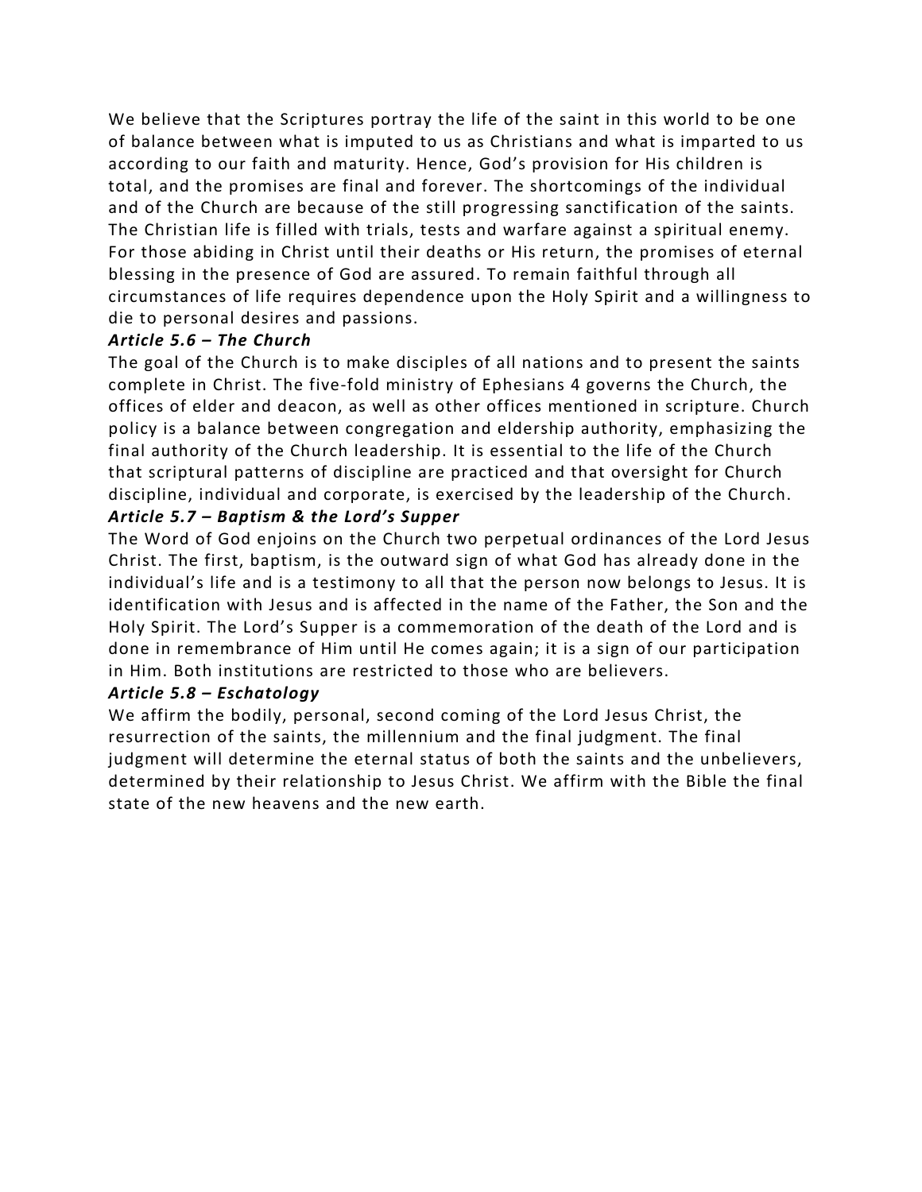We believe that the Scriptures portray the life of the saint in this world to be one of balance between what is imputed to us as Christians and what is imparted to us according to our faith and maturity. Hence, God's provision for His children is total, and the promises are final and forever. The shortcomings of the individual and of the Church are because of the still progressing sanctification of the saints. The Christian life is filled with trials, tests and warfare against a spiritual enemy. For those abiding in Christ until their deaths or His return, the promises of eternal blessing in the presence of God are assured. To remain faithful through all circumstances of life requires dependence upon the Holy Spirit and a willingness to die to personal desires and passions.

***Article 5.6 – The Church***

The goal of the Church is to make disciples of all nations and to present the saints complete in Christ. The five-fold ministry of Ephesians 4 governs the Church, the offices of elder and deacon, as well as other offices mentioned in scripture. Church policy is a balance between congregation and eldership authority, emphasizing the final authority of the Church leadership. It is essential to the life of the Church that scriptural patterns of discipline are practiced and that oversight for Church discipline, individual and corporate, is exercised by the leadership of the Church.

***Article 5.7 – Baptism & the Lord's Supper***

The Word of God enjoins on the Church two perpetual ordinances of the Lord Jesus Christ. The first, baptism, is the outward sign of what God has already done in the individual's life and is a testimony to all that the person now belongs to Jesus. It is identification with Jesus and is affected in the name of the Father, the Son and the Holy Spirit. The Lord's Supper is a commemoration of the death of the Lord and is done in remembrance of Him until He comes again; it is a sign of our participation in Him. Both institutions are restricted to those who are believers.

***Article 5.8 – Eschatology***

We affirm the bodily, personal, second coming of the Lord Jesus Christ, the resurrection of the saints, the millennium and the final judgment. The final judgment will determine the eternal status of both the saints and the unbelievers, determined by their relationship to Jesus Christ. We affirm with the Bible the final state of the new heavens and the new earth.